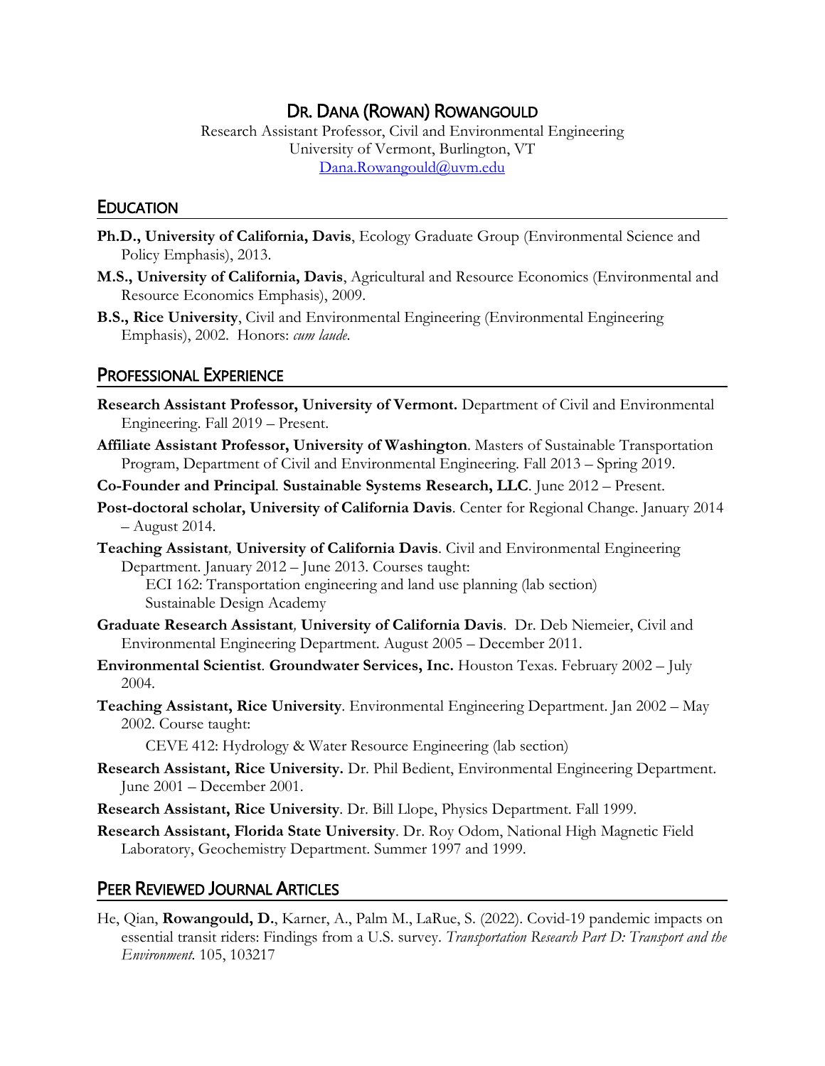# Dr. Dana (Rowan) Rowangould

Research Assistant Professor, Civil and Environmental Engineering
University of Vermont, Burlington, VT
Dana.Rowangould@uvm.edu

## Education

**Ph.D., University of California, Davis**, Ecology Graduate Group (Environmental Science and Policy Emphasis), 2013.

**M.S., University of California, Davis**, Agricultural and Resource Economics (Environmental and Resource Economics Emphasis), 2009.

**B.S., Rice University**, Civil and Environmental Engineering (Environmental Engineering Emphasis), 2002. Honors: *cum laude*.

## Professional Experience

**Research Assistant Professor, University of Vermont.** Department of Civil and Environmental Engineering. Fall 2019 – Present.

**Affiliate Assistant Professor, University of Washington**. Masters of Sustainable Transportation Program, Department of Civil and Environmental Engineering. Fall 2013 – Spring 2019.

**Co-Founder and Principal**. **Sustainable Systems Research, LLC**. June 2012 – Present.

**Post-doctoral scholar, University of California Davis**. Center for Regional Change. January 2014 – August 2014.

**Teaching Assistant**, **University of California Davis**. Civil and Environmental Engineering Department. January 2012 – June 2013. Courses taught:
- ECI 162: Transportation engineering and land use planning (lab section)
- Sustainable Design Academy

**Graduate Research Assistant**, **University of California Davis**. Dr. Deb Niemeier, Civil and Environmental Engineering Department. August 2005 – December 2011.

**Environmental Scientist**. **Groundwater Services, Inc.** Houston Texas. February 2002 – July 2004.

**Teaching Assistant, Rice University**. Environmental Engineering Department. Jan 2002 – May 2002. Course taught:
- CEVE 412: Hydrology & Water Resource Engineering (lab section)

**Research Assistant, Rice University.** Dr. Phil Bedient, Environmental Engineering Department. June 2001 – December 2001.

**Research Assistant, Rice University**. Dr. Bill Llope, Physics Department. Fall 1999.

**Research Assistant, Florida State University**. Dr. Roy Odom, National High Magnetic Field Laboratory, Geochemistry Department. Summer 1997 and 1999.

## Peer Reviewed Journal Articles

He, Qian, **Rowangould, D.**, Karner, A., Palm M., LaRue, S. (2022). Covid-19 pandemic impacts on essential transit riders: Findings from a U.S. survey. *Transportation Research Part D: Transport and the Environment*. 105, 103217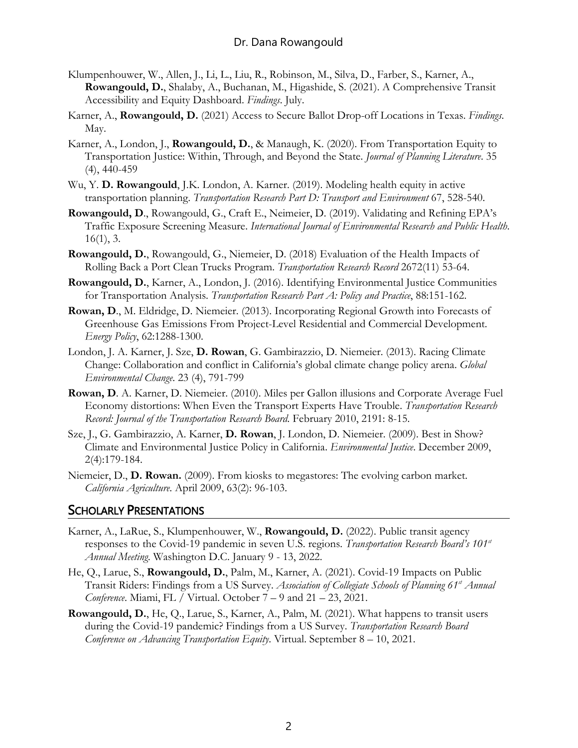Klumpenhouwer, W., Allen, J., Li, L., Liu, R., Robinson, M., Silva, D., Farber, S., Karner, A., **Rowangould, D.**, Shalaby, A., Buchanan, M., Higashide, S. (2021). A Comprehensive Transit Accessibility and Equity Dashboard. *Findings*. July.

Karner, A., **Rowangould, D.** (2021) Access to Secure Ballot Drop-off Locations in Texas. *Findings*. May.

Karner, A., London, J., **Rowangould, D.**, & Manaugh, K. (2020). From Transportation Equity to Transportation Justice: Within, Through, and Beyond the State. *Journal of Planning Literature*. 35 (4), 440-459

Wu, Y. **D. Rowangould**, J.K. London, A. Karner. (2019). Modeling health equity in active transportation planning. *Transportation Research Part D: Transport and Environment* 67, 528-540.

**Rowangould, D**., Rowangould, G., Craft E., Neimeier, D. (2019). Validating and Refining EPA's Traffic Exposure Screening Measure. *International Journal of Environmental Research and Public Health*. 16(1), 3.

**Rowangould, D.**, Rowangould, G., Niemeier, D. (2018) Evaluation of the Health Impacts of Rolling Back a Port Clean Trucks Program. *Transportation Research Record* 2672(11) 53-64.

**Rowangould, D.**, Karner, A., London, J. (2016). Identifying Environmental Justice Communities for Transportation Analysis. *Transportation Research Part A: Policy and Practice*, 88:151-162.

**Rowan, D**., M. Eldridge, D. Niemeier. (2013). Incorporating Regional Growth into Forecasts of Greenhouse Gas Emissions From Project-Level Residential and Commercial Development. *Energy Policy*, 62:1288-1300.

London, J. A. Karner, J. Sze, **D. Rowan**, G. Gambirazzio, D. Niemeier. (2013). Racing Climate Change: Collaboration and conflict in California's global climate change policy arena. *Global Environmental Change*. 23 (4), 791-799

**Rowan, D**. A. Karner, D. Niemeier. (2010). Miles per Gallon illusions and Corporate Average Fuel Economy distortions: When Even the Transport Experts Have Trouble. *Transportation Research Record: Journal of the Transportation Research Board*. February 2010, 2191: 8-15.

Sze, J., G. Gambirazzio, A. Karner, **D. Rowan**, J. London, D. Niemeier. (2009). Best in Show? Climate and Environmental Justice Policy in California. *Environmental Justice*. December 2009, 2(4):179-184.

Niemeier, D., **D. Rowan.** (2009). From kiosks to megastores: The evolving carbon market. *California Agriculture*. April 2009, 63(2): 96-103.

## SCHOLARLY PRESENTATIONS

Karner, A., LaRue, S., Klumpenhouwer, W., **Rowangould, D.** (2022). Public transit agency responses to the Covid-19 pandemic in seven U.S. regions. *Transportation Research Board's 101st Annual Meeting*. Washington D.C. January 9 - 13, 2022.

He, Q., Larue, S., **Rowangould, D.**, Palm, M., Karner, A. (2021). Covid-19 Impacts on Public Transit Riders: Findings from a US Survey. *Association of Collegiate Schools of Planning 61st Annual Conference*. Miami, FL / Virtual. October 7 – 9 and 21 – 23, 2021.

**Rowangould, D.**, He, Q., Larue, S., Karner, A., Palm, M. (2021). What happens to transit users during the Covid-19 pandemic? Findings from a US Survey. *Transportation Research Board Conference on Advancing Transportation Equity*. Virtual. September 8 – 10, 2021.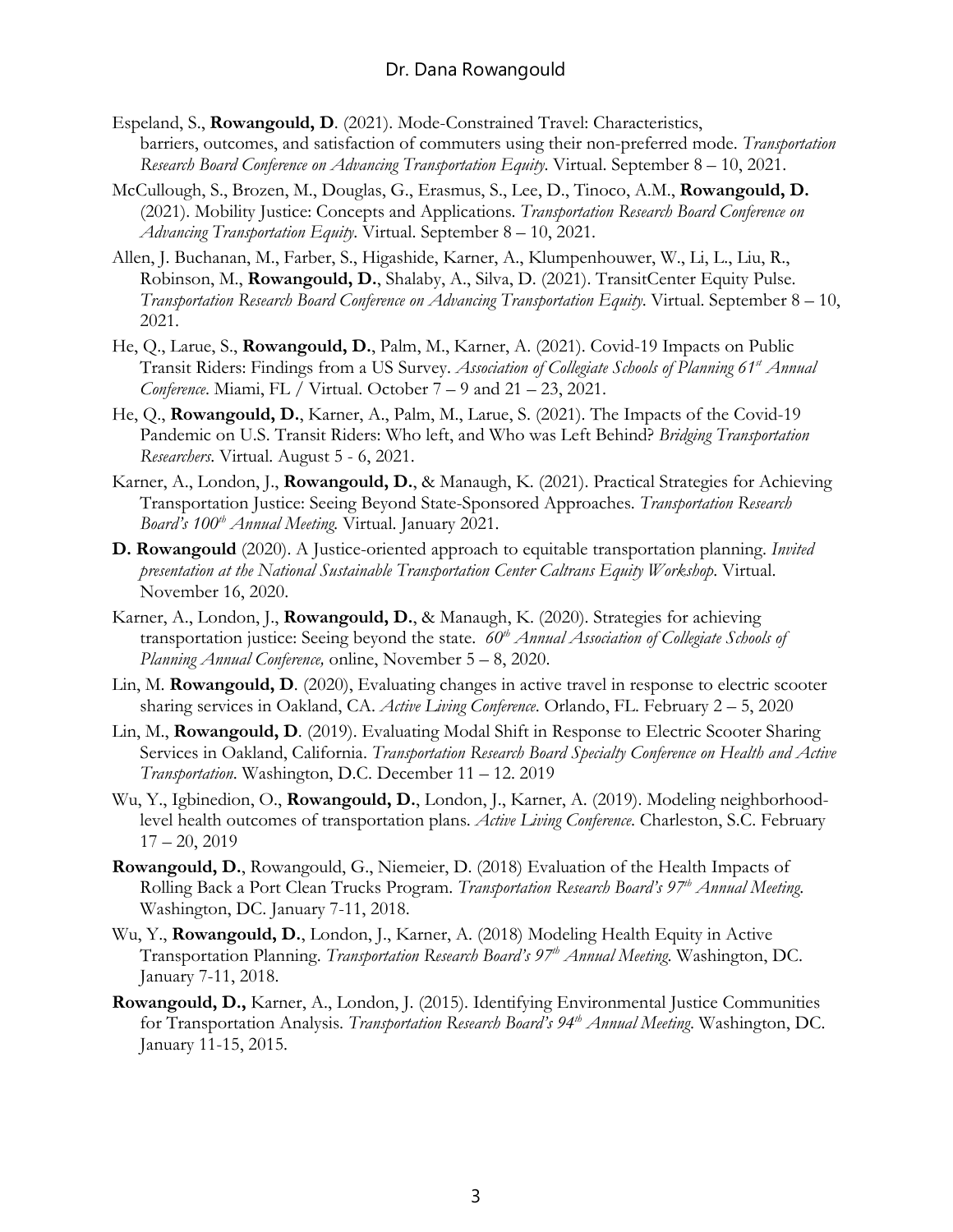Espeland, S., **Rowangould, D**. (2021). Mode-Constrained Travel: Characteristics, barriers, outcomes, and satisfaction of commuters using their non-preferred mode. *Transportation Research Board Conference on Advancing Transportation Equity*. Virtual. September 8 – 10, 2021.

McCullough, S., Brozen, M., Douglas, G., Erasmus, S., Lee, D., Tinoco, A.M., **Rowangould, D.** (2021). Mobility Justice: Concepts and Applications. *Transportation Research Board Conference on Advancing Transportation Equity*. Virtual. September 8 – 10, 2021.

Allen, J. Buchanan, M., Farber, S., Higashide, Karner, A., Klumpenhouwer, W., Li, L., Liu, R., Robinson, M., **Rowangould, D.**, Shalaby, A., Silva, D. (2021). TransitCenter Equity Pulse. *Transportation Research Board Conference on Advancing Transportation Equity*. Virtual. September 8 – 10, 2021.

He, Q., Larue, S., **Rowangould, D.**, Palm, M., Karner, A. (2021). Covid-19 Impacts on Public Transit Riders: Findings from a US Survey. *Association of Collegiate Schools of Planning 61st Annual Conference*. Miami, FL / Virtual. October 7 – 9 and 21 – 23, 2021.

He, Q., **Rowangould, D.**, Karner, A., Palm, M., Larue, S. (2021). The Impacts of the Covid-19 Pandemic on U.S. Transit Riders: Who left, and Who was Left Behind? *Bridging Transportation Researchers*. Virtual. August 5 - 6, 2021.

Karner, A., London, J., **Rowangould, D.**, & Manaugh, K. (2021). Practical Strategies for Achieving Transportation Justice: Seeing Beyond State-Sponsored Approaches. *Transportation Research Board's 100th Annual Meeting.* Virtual. January 2021.

**D. Rowangould** (2020). A Justice-oriented approach to equitable transportation planning. *Invited presentation at the National Sustainable Transportation Center Caltrans Equity Workshop*. Virtual. November 16, 2020.

Karner, A., London, J., **Rowangould, D.**, & Manaugh, K. (2020). Strategies for achieving transportation justice: Seeing beyond the state. *60th Annual Association of Collegiate Schools of Planning Annual Conference,* online, November 5 – 8, 2020.

Lin, M. **Rowangould, D**. (2020), Evaluating changes in active travel in response to electric scooter sharing services in Oakland, CA. *Active Living Conference*. Orlando, FL. February 2 – 5, 2020

Lin, M., **Rowangould, D**. (2019). Evaluating Modal Shift in Response to Electric Scooter Sharing Services in Oakland, California. *Transportation Research Board Specialty Conference on Health and Active Transportation*. Washington, D.C. December 11 – 12. 2019

Wu, Y., Igbinedion, O., **Rowangould, D.**, London, J., Karner, A. (2019). Modeling neighborhood-level health outcomes of transportation plans. *Active Living Conference.* Charleston, S.C. February 17 – 20, 2019

**Rowangould, D.**, Rowangould, G., Niemeier, D. (2018) Evaluation of the Health Impacts of Rolling Back a Port Clean Trucks Program. *Transportation Research Board's 97th Annual Meeting.* Washington, DC. January 7-11, 2018.

Wu, Y., **Rowangould, D.**, London, J., Karner, A. (2018) Modeling Health Equity in Active Transportation Planning. *Transportation Research Board's 97th Annual Meeting.* Washington, DC. January 7-11, 2018.

**Rowangould, D.,** Karner, A., London, J. (2015). Identifying Environmental Justice Communities for Transportation Analysis. *Transportation Research Board's 94th Annual Meeting.* Washington, DC. January 11-15, 2015.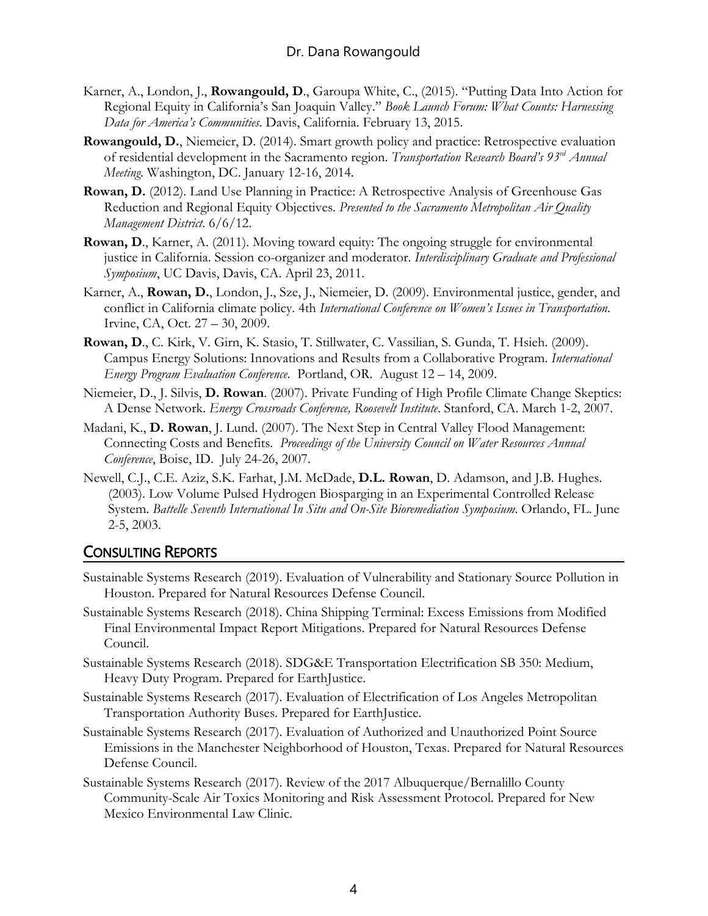Karner, A., London, J., **Rowangould, D**., Garoupa White, C., (2015). "Putting Data Into Action for Regional Equity in California's San Joaquin Valley." *Book Launch Forum: What Counts: Harnessing Data for America's Communities*. Davis, California. February 13, 2015.

**Rowangould, D.**, Niemeier, D. (2014). Smart growth policy and practice: Retrospective evaluation of residential development in the Sacramento region. *Transportation Research Board's 93rd Annual Meeting*. Washington, DC. January 12-16, 2014.

**Rowan, D.** (2012). Land Use Planning in Practice: A Retrospective Analysis of Greenhouse Gas Reduction and Regional Equity Objectives. *Presented to the Sacramento Metropolitan Air Quality Management District*. 6/6/12.

**Rowan, D**., Karner, A. (2011). Moving toward equity: The ongoing struggle for environmental justice in California. Session co-organizer and moderator. *Interdisciplinary Graduate and Professional Symposium*, UC Davis, Davis, CA. April 23, 2011.

Karner, A., **Rowan, D.**, London, J., Sze, J., Niemeier, D. (2009). Environmental justice, gender, and conflict in California climate policy. 4th *International Conference on Women's Issues in Transportation*. Irvine, CA, Oct. 27 – 30, 2009.

**Rowan, D**., C. Kirk, V. Girn, K. Stasio, T. Stillwater, C. Vassilian, S. Gunda, T. Hsieh. (2009). Campus Energy Solutions: Innovations and Results from a Collaborative Program. *International Energy Program Evaluation Conference*. Portland, OR. August 12 – 14, 2009.

Niemeier, D., J. Silvis, **D. Rowan**. (2007). Private Funding of High Profile Climate Change Skeptics: A Dense Network. *Energy Crossroads Conference, Roosevelt Institute*. Stanford, CA. March 1-2, 2007.

Madani, K., **D. Rowan**, J. Lund. (2007). The Next Step in Central Valley Flood Management: Connecting Costs and Benefits. *Proceedings of the University Council on Water Resources Annual Conference*, Boise, ID. July 24-26, 2007.

Newell, C.J., C.E. Aziz, S.K. Farhat, J.M. McDade, **D.L. Rowan**, D. Adamson, and J.B. Hughes. (2003). Low Volume Pulsed Hydrogen Biosparging in an Experimental Controlled Release System. *Battelle Seventh International In Situ and On-Site Bioremediation Symposium*. Orlando, FL. June 2-5, 2003.

## Consulting Reports

Sustainable Systems Research (2019). Evaluation of Vulnerability and Stationary Source Pollution in Houston. Prepared for Natural Resources Defense Council.

Sustainable Systems Research (2018). China Shipping Terminal: Excess Emissions from Modified Final Environmental Impact Report Mitigations. Prepared for Natural Resources Defense Council.

Sustainable Systems Research (2018). SDG&E Transportation Electrification SB 350: Medium, Heavy Duty Program. Prepared for EarthJustice.

Sustainable Systems Research (2017). Evaluation of Electrification of Los Angeles Metropolitan Transportation Authority Buses. Prepared for EarthJustice.

Sustainable Systems Research (2017). Evaluation of Authorized and Unauthorized Point Source Emissions in the Manchester Neighborhood of Houston, Texas. Prepared for Natural Resources Defense Council.

Sustainable Systems Research (2017). Review of the 2017 Albuquerque/Bernalillo County Community-Scale Air Toxics Monitoring and Risk Assessment Protocol. Prepared for New Mexico Environmental Law Clinic.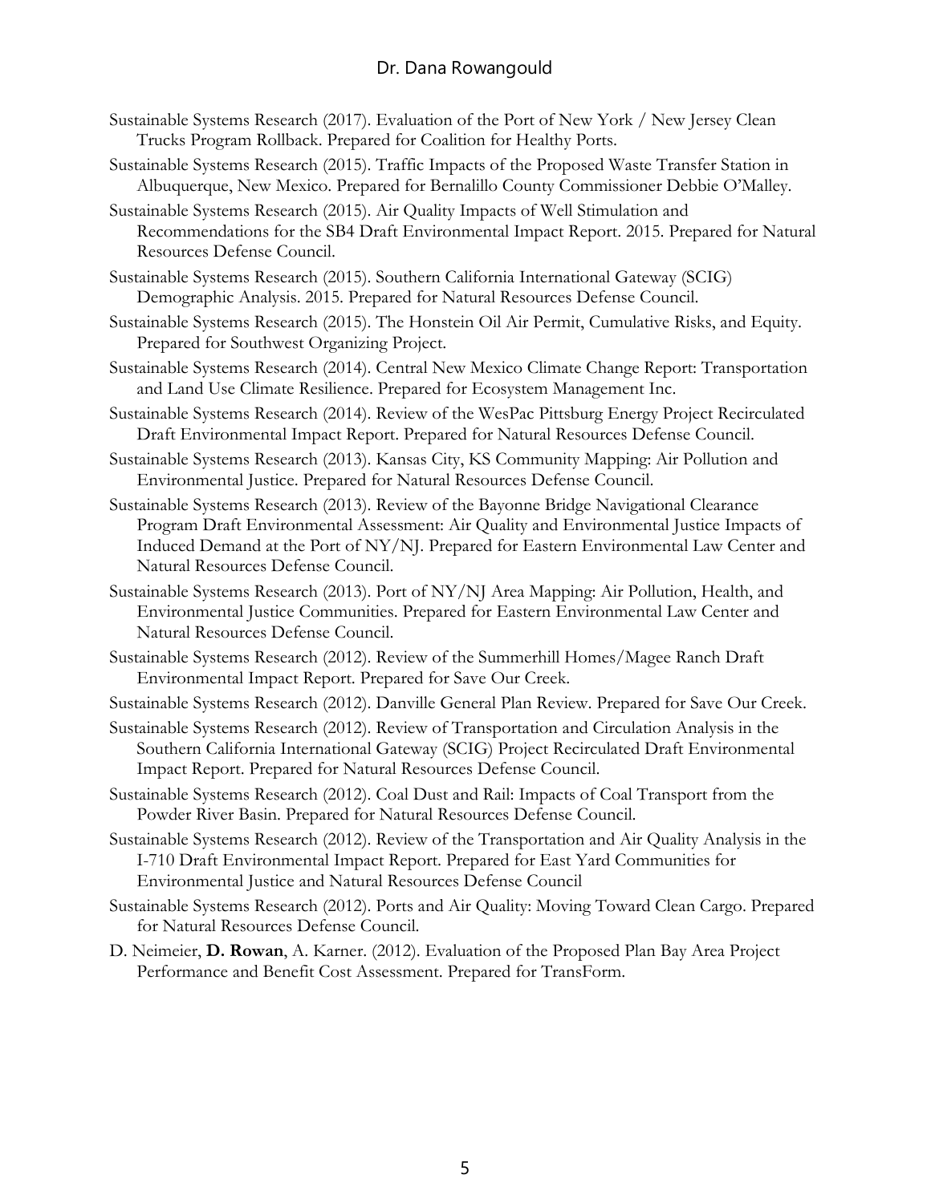Sustainable Systems Research (2017). Evaluation of the Port of New York / New Jersey Clean Trucks Program Rollback. Prepared for Coalition for Healthy Ports.

Sustainable Systems Research (2015). Traffic Impacts of the Proposed Waste Transfer Station in Albuquerque, New Mexico. Prepared for Bernalillo County Commissioner Debbie O'Malley.

Sustainable Systems Research (2015). Air Quality Impacts of Well Stimulation and Recommendations for the SB4 Draft Environmental Impact Report. 2015. Prepared for Natural Resources Defense Council.

Sustainable Systems Research (2015). Southern California International Gateway (SCIG) Demographic Analysis. 2015. Prepared for Natural Resources Defense Council.

Sustainable Systems Research (2015). The Honstein Oil Air Permit, Cumulative Risks, and Equity. Prepared for Southwest Organizing Project.

Sustainable Systems Research (2014). Central New Mexico Climate Change Report: Transportation and Land Use Climate Resilience. Prepared for Ecosystem Management Inc.

Sustainable Systems Research (2014). Review of the WesPac Pittsburg Energy Project Recirculated Draft Environmental Impact Report. Prepared for Natural Resources Defense Council.

Sustainable Systems Research (2013). Kansas City, KS Community Mapping: Air Pollution and Environmental Justice. Prepared for Natural Resources Defense Council.

Sustainable Systems Research (2013). Review of the Bayonne Bridge Navigational Clearance Program Draft Environmental Assessment: Air Quality and Environmental Justice Impacts of Induced Demand at the Port of NY/NJ. Prepared for Eastern Environmental Law Center and Natural Resources Defense Council.

Sustainable Systems Research (2013). Port of NY/NJ Area Mapping: Air Pollution, Health, and Environmental Justice Communities. Prepared for Eastern Environmental Law Center and Natural Resources Defense Council.

Sustainable Systems Research (2012). Review of the Summerhill Homes/Magee Ranch Draft Environmental Impact Report. Prepared for Save Our Creek.

Sustainable Systems Research (2012). Danville General Plan Review. Prepared for Save Our Creek.

Sustainable Systems Research (2012). Review of Transportation and Circulation Analysis in the Southern California International Gateway (SCIG) Project Recirculated Draft Environmental Impact Report. Prepared for Natural Resources Defense Council.

Sustainable Systems Research (2012). Coal Dust and Rail: Impacts of Coal Transport from the Powder River Basin. Prepared for Natural Resources Defense Council.

Sustainable Systems Research (2012). Review of the Transportation and Air Quality Analysis in the I-710 Draft Environmental Impact Report. Prepared for East Yard Communities for Environmental Justice and Natural Resources Defense Council

Sustainable Systems Research (2012). Ports and Air Quality: Moving Toward Clean Cargo. Prepared for Natural Resources Defense Council.

D. Neimeier, **D. Rowan**, A. Karner. (2012). Evaluation of the Proposed Plan Bay Area Project Performance and Benefit Cost Assessment. Prepared for TransForm.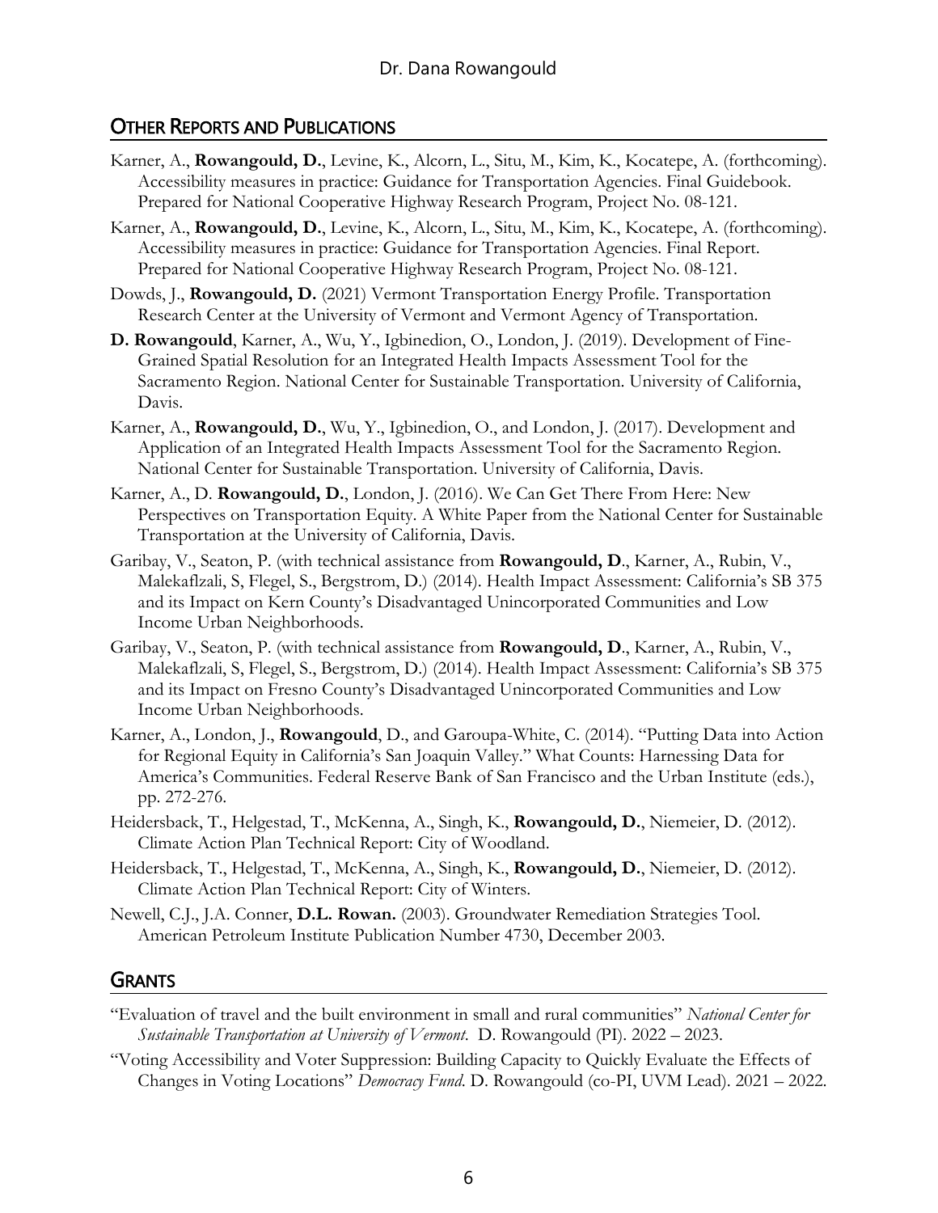## OTHER REPORTS AND PUBLICATIONS

Karner, A., **Rowangould, D.**, Levine, K., Alcorn, L., Situ, M., Kim, K., Kocatepe, A. (forthcoming). Accessibility measures in practice: Guidance for Transportation Agencies. Final Guidebook. Prepared for National Cooperative Highway Research Program, Project No. 08-121.

Karner, A., **Rowangould, D.**, Levine, K., Alcorn, L., Situ, M., Kim, K., Kocatepe, A. (forthcoming). Accessibility measures in practice: Guidance for Transportation Agencies. Final Report. Prepared for National Cooperative Highway Research Program, Project No. 08-121.

Dowds, J., **Rowangould, D.** (2021) Vermont Transportation Energy Profile. Transportation Research Center at the University of Vermont and Vermont Agency of Transportation.

**D. Rowangould**, Karner, A., Wu, Y., Igbinedion, O., London, J. (2019). Development of Fine-Grained Spatial Resolution for an Integrated Health Impacts Assessment Tool for the Sacramento Region. National Center for Sustainable Transportation. University of California, Davis.

Karner, A., **Rowangould, D.**, Wu, Y., Igbinedion, O., and London, J. (2017). Development and Application of an Integrated Health Impacts Assessment Tool for the Sacramento Region. National Center for Sustainable Transportation. University of California, Davis.

Karner, A., D. **Rowangould, D.**, London, J. (2016). We Can Get There From Here: New Perspectives on Transportation Equity. A White Paper from the National Center for Sustainable Transportation at the University of California, Davis.

Garibay, V., Seaton, P. (with technical assistance from **Rowangould, D**., Karner, A., Rubin, V., Malekaflzali, S, Flegel, S., Bergstrom, D.) (2014). Health Impact Assessment: California's SB 375 and its Impact on Kern County's Disadvantaged Unincorporated Communities and Low Income Urban Neighborhoods.

Garibay, V., Seaton, P. (with technical assistance from **Rowangould, D**., Karner, A., Rubin, V., Malekaflzali, S, Flegel, S., Bergstrom, D.) (2014). Health Impact Assessment: California's SB 375 and its Impact on Fresno County's Disadvantaged Unincorporated Communities and Low Income Urban Neighborhoods.

Karner, A., London, J., **Rowangould**, D., and Garoupa-White, C. (2014). "Putting Data into Action for Regional Equity in California's San Joaquin Valley." What Counts: Harnessing Data for America's Communities. Federal Reserve Bank of San Francisco and the Urban Institute (eds.), pp. 272-276.

Heidersback, T., Helgestad, T., McKenna, A., Singh, K., **Rowangould, D.**, Niemeier, D. (2012). Climate Action Plan Technical Report: City of Woodland.

Heidersback, T., Helgestad, T., McKenna, A., Singh, K., **Rowangould, D.**, Niemeier, D. (2012). Climate Action Plan Technical Report: City of Winters.

Newell, C.J., J.A. Conner, **D.L. Rowan.** (2003). Groundwater Remediation Strategies Tool. American Petroleum Institute Publication Number 4730, December 2003.

## GRANTS

"Evaluation of travel and the built environment in small and rural communities" *National Center for Sustainable Transportation at University of Vermont*. D. Rowangould (PI). 2022 – 2023.

"Voting Accessibility and Voter Suppression: Building Capacity to Quickly Evaluate the Effects of Changes in Voting Locations" *Democracy Fund*. D. Rowangould (co-PI, UVM Lead). 2021 – 2022.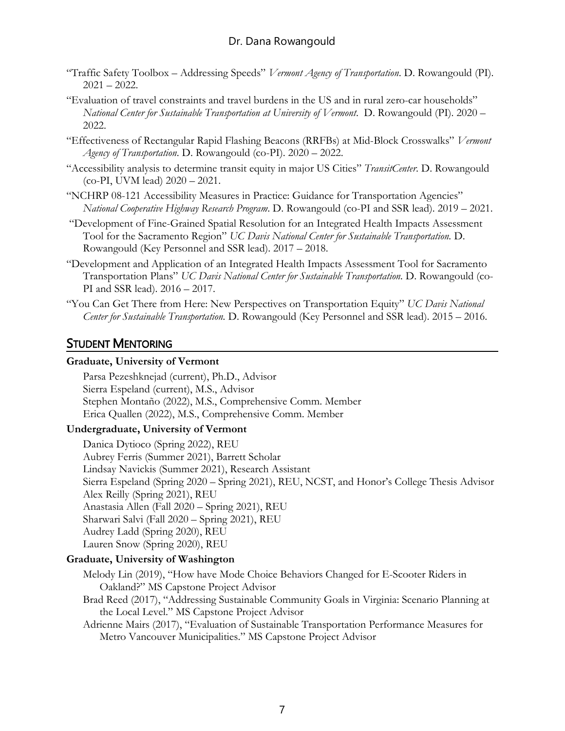"Traffic Safety Toolbox – Addressing Speeds" *Vermont Agency of Transportation*. D. Rowangould (PI). 2021 – 2022.

"Evaluation of travel constraints and travel burdens in the US and in rural zero-car households" *National Center for Sustainable Transportation at University of Vermont*. D. Rowangould (PI). 2020 – 2022.

"Effectiveness of Rectangular Rapid Flashing Beacons (RRFBs) at Mid-Block Crosswalks" *Vermont Agency of Transportation*. D. Rowangould (co-PI). 2020 – 2022.

"Accessibility analysis to determine transit equity in major US Cities" *TransitCenter*. D. Rowangould (co-PI, UVM lead) 2020 – 2021.

"NCHRP 08-121 Accessibility Measures in Practice: Guidance for Transportation Agencies" *National Cooperative Highway Research Program*. D. Rowangould (co-PI and SSR lead). 2019 – 2021.

"Development of Fine-Grained Spatial Resolution for an Integrated Health Impacts Assessment Tool for the Sacramento Region" *UC Davis National Center for Sustainable Transportation.* D. Rowangould (Key Personnel and SSR lead). 2017 – 2018.

"Development and Application of an Integrated Health Impacts Assessment Tool for Sacramento Transportation Plans" *UC Davis National Center for Sustainable Transportation*. D. Rowangould (co-PI and SSR lead). 2016 – 2017.

"You Can Get There from Here: New Perspectives on Transportation Equity" *UC Davis National Center for Sustainable Transportation.* D. Rowangould (Key Personnel and SSR lead). 2015 – 2016.

## STUDENT MENTORING

**Graduate, University of Vermont**

Parsa Pezeshknejad (current), Ph.D., Advisor
Sierra Espeland (current), M.S., Advisor
Stephen Montaño (2022), M.S., Comprehensive Comm. Member
Erica Quallen (2022), M.S., Comprehensive Comm. Member

**Undergraduate, University of Vermont**

Danica Dytioco (Spring 2022), REU
Aubrey Ferris (Summer 2021), Barrett Scholar
Lindsay Navickis (Summer 2021), Research Assistant
Sierra Espeland (Spring 2020 – Spring 2021), REU, NCST, and Honor's College Thesis Advisor
Alex Reilly (Spring 2021), REU
Anastasia Allen (Fall 2020 – Spring 2021), REU
Sharwari Salvi (Fall 2020 – Spring 2021), REU
Audrey Ladd (Spring 2020), REU
Lauren Snow (Spring 2020), REU

**Graduate, University of Washington**

Melody Lin (2019), "How have Mode Choice Behaviors Changed for E-Scooter Riders in Oakland?" MS Capstone Project Advisor

Brad Reed (2017), "Addressing Sustainable Community Goals in Virginia: Scenario Planning at the Local Level." MS Capstone Project Advisor

Adrienne Mairs (2017), "Evaluation of Sustainable Transportation Performance Measures for Metro Vancouver Municipalities." MS Capstone Project Advisor